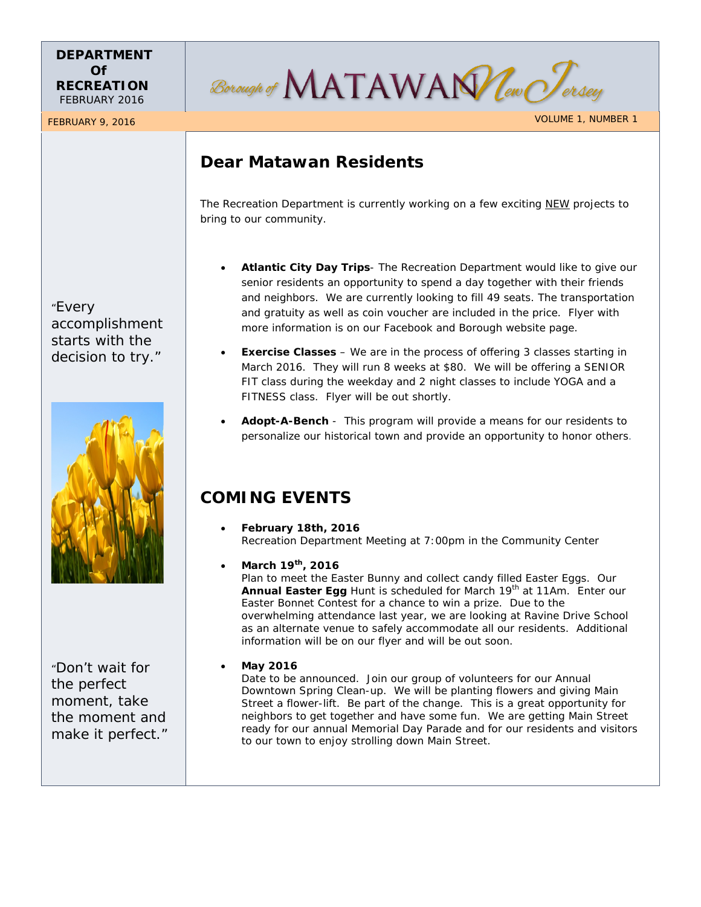**DEPARTMENT Of RECREATION**
FEBRUARY 2016

Borough of MATAWAN New Jersey

FEBRUARY 9, 2016

VOLUME 1, NUMBER 1

"Every accomplishment starts with the decision to try."

"Don't wait for the perfect moment, take the moment and make it perfect."

## Dear Matawan Residents

The Recreation Department is currently working on a few exciting NEW projects to bring to our community.

- **Atlantic City Day Trips**- The Recreation Department would like to give our senior residents an opportunity to spend a day together with their friends and neighbors. We are currently looking to fill 49 seats. The transportation and gratuity as well as coin voucher are included in the price. Flyer with more information is on our Facebook and Borough website page.
- **Exercise Classes** – We are in the process of offering 3 classes starting in March 2016. They will run 8 weeks at $80. We will be offering a SENIOR FIT class during the weekday and 2 night classes to include YOGA and a FITNESS class. Flyer will be out shortly.
- **Adopt-A-Bench** - This program will provide a means for our residents to personalize our historical town and provide an opportunity to honor others.

## COMING EVENTS

- **February 18th, 2016**
  Recreation Department Meeting at 7:00pm in the Community Center
- **March 19th, 2016**
  Plan to meet the Easter Bunny and collect candy filled Easter Eggs. Our **Annual Easter Egg** Hunt is scheduled for March 19th at 11Am. Enter our Easter Bonnet Contest for a chance to win a prize. Due to the overwhelming attendance last year, we are looking at Ravine Drive School as an alternate venue to safely accommodate all our residents. Additional information will be on our flyer and will be out soon.
- **May 2016**
  Date to be announced. Join our group of volunteers for our Annual Downtown Spring Clean-up. We will be planting flowers and giving Main Street a flower-lift. Be part of the change. This is a great opportunity for neighbors to get together and have some fun. We are getting Main Street ready for our annual Memorial Day Parade and for our residents and visitors to our town to enjoy strolling down Main Street.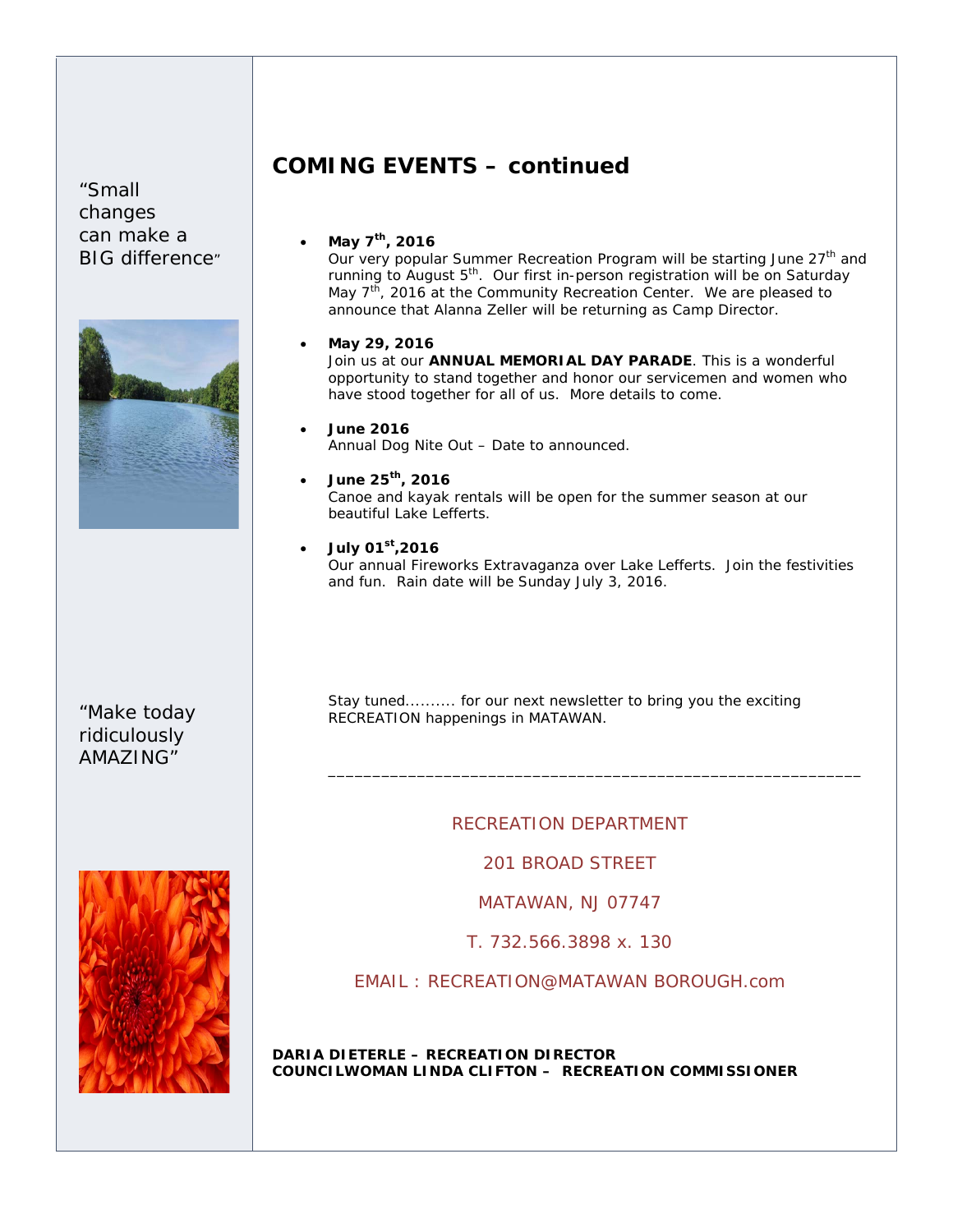"Small changes can make a BIG difference"

## COMING EVENTS – continued

- **May 7th, 2016**
  Our very popular Summer Recreation Program will be starting June 27th and running to August 5th. Our first in-person registration will be on Saturday May 7th, 2016 at the Community Recreation Center. We are pleased to announce that Alanna Zeller will be returning as Camp Director.

- **May 29, 2016**
  Join us at our **ANNUAL MEMORIAL DAY PARADE**. This is a wonderful opportunity to stand together and honor our servicemen and women who have stood together for all of us. More details to come.

- **June 2016**
  Annual Dog Nite Out – Date to announced.

- **June 25th, 2016**
  Canoe and kayak rentals will be open for the summer season at our beautiful Lake Lefferts.

- **July 01st,2016**
  Our annual Fireworks Extravaganza over Lake Lefferts. Join the festivities and fun. Rain date will be Sunday July 3, 2016.

"Make today ridiculously AMAZING"

Stay tuned.......... for our next newsletter to bring you the exciting RECREATION happenings in MATAWAN.

---

RECREATION DEPARTMENT

201 BROAD STREET

MATAWAN, NJ 07747

T. 732.566.3898 x. 130

EMAIL : RECREATION@MATAWAN BOROUGH.com

**DARIA DIETERLE – RECREATION DIRECTOR**
**COUNCILWOMAN LINDA CLIFTON – RECREATION COMMISSIONER**